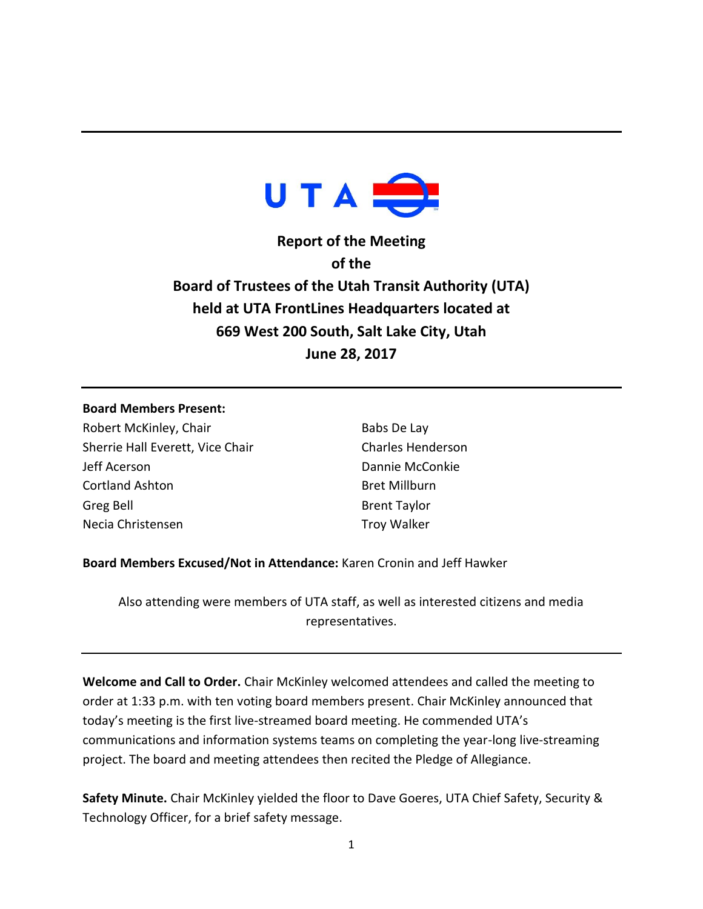# Report of the Meeting of the Board of Trustees of the Utah Transit Authority (UTA) held at UTA FrontLines Headquarters located at 669 West 200 South, Salt Lake City, Utah June 28, 2017

**Board Members Present:**

Robert McKinley, Chair
Sherrie Hall Everett, Vice Chair
Jeff Acerson
Cortland Ashton
Greg Bell
Necia Christensen
Babs De Lay
Charles Henderson
Dannie McConkie
Bret Millburn
Brent Taylor
Troy Walker

**Board Members Excused/Not in Attendance:** Karen Cronin and Jeff Hawker

Also attending were members of UTA staff, as well as interested citizens and media representatives.

---

**Welcome and Call to Order.** Chair McKinley welcomed attendees and called the meeting to order at 1:33 p.m. with ten voting board members present. Chair McKinley announced that today's meeting is the first live-streamed board meeting. He commended UTA's communications and information systems teams on completing the year-long live-streaming project. The board and meeting attendees then recited the Pledge of Allegiance.

**Safety Minute.** Chair McKinley yielded the floor to Dave Goeres, UTA Chief Safety, Security & Technology Officer, for a brief safety message.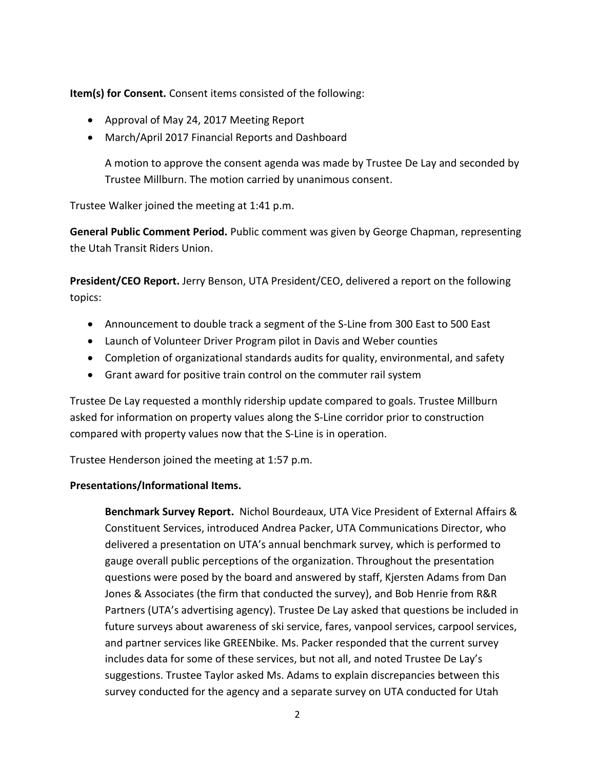**Item(s) for Consent.** Consent items consisted of the following:

- Approval of May 24, 2017 Meeting Report
- March/April 2017 Financial Reports and Dashboard

  A motion to approve the consent agenda was made by Trustee De Lay and seconded by Trustee Millburn. The motion carried by unanimous consent.

Trustee Walker joined the meeting at 1:41 p.m.

**General Public Comment Period.** Public comment was given by George Chapman, representing the Utah Transit Riders Union.

**President/CEO Report.** Jerry Benson, UTA President/CEO, delivered a report on the following topics:

- Announcement to double track a segment of the S-Line from 300 East to 500 East
- Launch of Volunteer Driver Program pilot in Davis and Weber counties
- Completion of organizational standards audits for quality, environmental, and safety
- Grant award for positive train control on the commuter rail system

Trustee De Lay requested a monthly ridership update compared to goals. Trustee Millburn asked for information on property values along the S-Line corridor prior to construction compared with property values now that the S-Line is in operation.

Trustee Henderson joined the meeting at 1:57 p.m.

**Presentations/Informational Items.**

**Benchmark Survey Report.** Nichol Bourdeaux, UTA Vice President of External Affairs & Constituent Services, introduced Andrea Packer, UTA Communications Director, who delivered a presentation on UTA's annual benchmark survey, which is performed to gauge overall public perceptions of the organization. Throughout the presentation questions were posed by the board and answered by staff, Kjersten Adams from Dan Jones & Associates (the firm that conducted the survey), and Bob Henrie from R&R Partners (UTA's advertising agency). Trustee De Lay asked that questions be included in future surveys about awareness of ski service, fares, vanpool services, carpool services, and partner services like GREENbike. Ms. Packer responded that the current survey includes data for some of these services, but not all, and noted Trustee De Lay's suggestions. Trustee Taylor asked Ms. Adams to explain discrepancies between this survey conducted for the agency and a separate survey on UTA conducted for Utah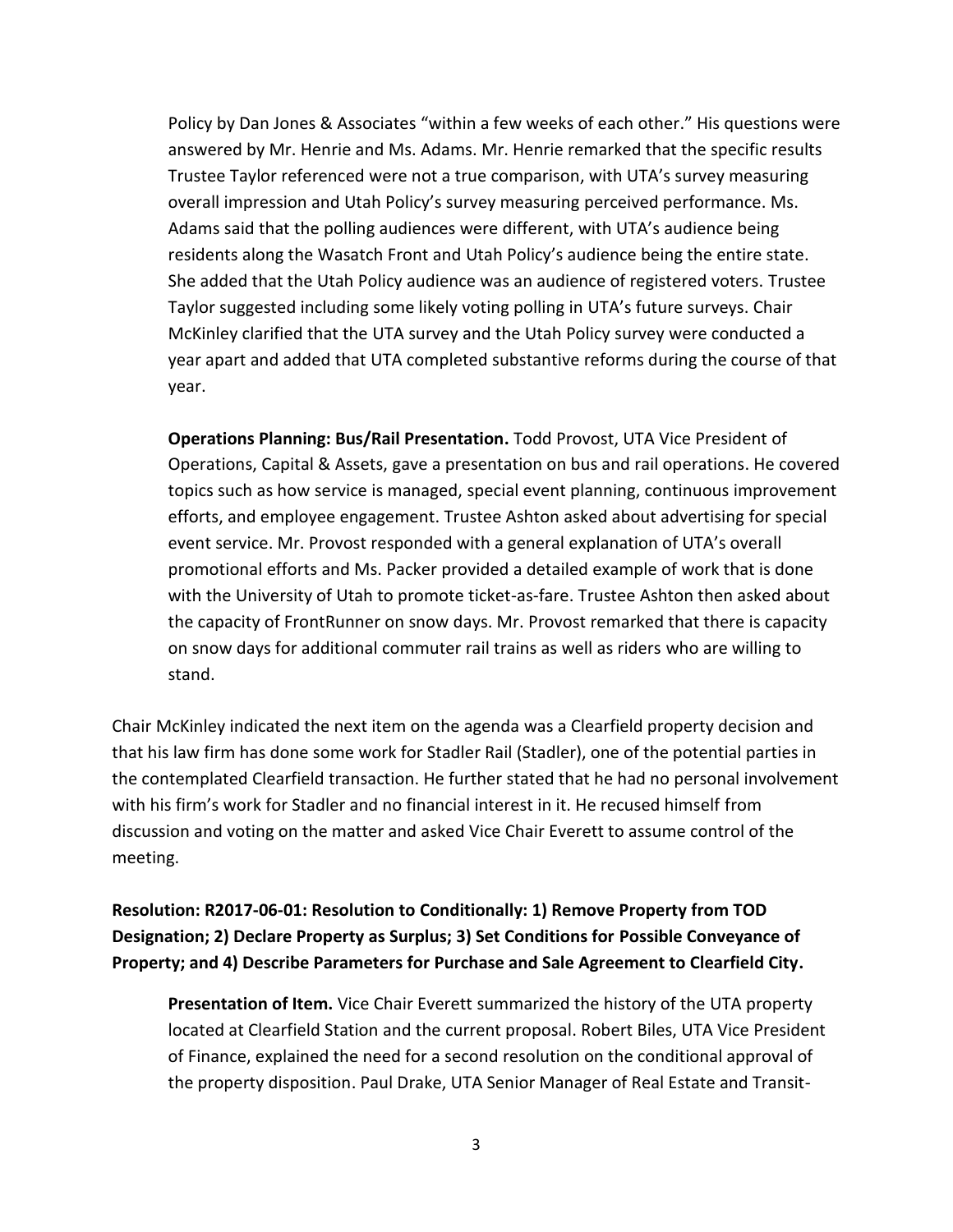Policy by Dan Jones & Associates "within a few weeks of each other." His questions were answered by Mr. Henrie and Ms. Adams. Mr. Henrie remarked that the specific results Trustee Taylor referenced were not a true comparison, with UTA's survey measuring overall impression and Utah Policy's survey measuring perceived performance. Ms. Adams said that the polling audiences were different, with UTA's audience being residents along the Wasatch Front and Utah Policy's audience being the entire state. She added that the Utah Policy audience was an audience of registered voters. Trustee Taylor suggested including some likely voting polling in UTA's future surveys. Chair McKinley clarified that the UTA survey and the Utah Policy survey were conducted a year apart and added that UTA completed substantive reforms during the course of that year.

**Operations Planning: Bus/Rail Presentation.** Todd Provost, UTA Vice President of Operations, Capital & Assets, gave a presentation on bus and rail operations. He covered topics such as how service is managed, special event planning, continuous improvement efforts, and employee engagement. Trustee Ashton asked about advertising for special event service. Mr. Provost responded with a general explanation of UTA's overall promotional efforts and Ms. Packer provided a detailed example of work that is done with the University of Utah to promote ticket-as-fare. Trustee Ashton then asked about the capacity of FrontRunner on snow days. Mr. Provost remarked that there is capacity on snow days for additional commuter rail trains as well as riders who are willing to stand.

Chair McKinley indicated the next item on the agenda was a Clearfield property decision and that his law firm has done some work for Stadler Rail (Stadler), one of the potential parties in the contemplated Clearfield transaction. He further stated that he had no personal involvement with his firm's work for Stadler and no financial interest in it. He recused himself from discussion and voting on the matter and asked Vice Chair Everett to assume control of the meeting.

**Resolution: R2017-06-01: Resolution to Conditionally: 1) Remove Property from TOD Designation; 2) Declare Property as Surplus; 3) Set Conditions for Possible Conveyance of Property; and 4) Describe Parameters for Purchase and Sale Agreement to Clearfield City.**

**Presentation of Item.** Vice Chair Everett summarized the history of the UTA property located at Clearfield Station and the current proposal. Robert Biles, UTA Vice President of Finance, explained the need for a second resolution on the conditional approval of the property disposition. Paul Drake, UTA Senior Manager of Real Estate and Transit-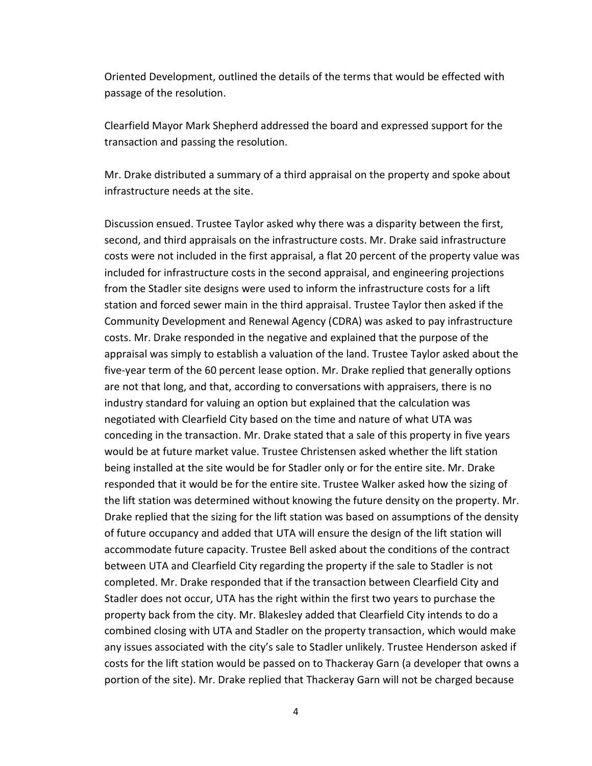Oriented Development, outlined the details of the terms that would be effected with passage of the resolution.

Clearfield Mayor Mark Shepherd addressed the board and expressed support for the transaction and passing the resolution.

Mr. Drake distributed a summary of a third appraisal on the property and spoke about infrastructure needs at the site.

Discussion ensued. Trustee Taylor asked why there was a disparity between the first, second, and third appraisals on the infrastructure costs. Mr. Drake said infrastructure costs were not included in the first appraisal, a flat 20 percent of the property value was included for infrastructure costs in the second appraisal, and engineering projections from the Stadler site designs were used to inform the infrastructure costs for a lift station and forced sewer main in the third appraisal. Trustee Taylor then asked if the Community Development and Renewal Agency (CDRA) was asked to pay infrastructure costs. Mr. Drake responded in the negative and explained that the purpose of the appraisal was simply to establish a valuation of the land. Trustee Taylor asked about the five-year term of the 60 percent lease option. Mr. Drake replied that generally options are not that long, and that, according to conversations with appraisers, there is no industry standard for valuing an option but explained that the calculation was negotiated with Clearfield City based on the time and nature of what UTA was conceding in the transaction. Mr. Drake stated that a sale of this property in five years would be at future market value. Trustee Christensen asked whether the lift station being installed at the site would be for Stadler only or for the entire site. Mr. Drake responded that it would be for the entire site. Trustee Walker asked how the sizing of the lift station was determined without knowing the future density on the property. Mr. Drake replied that the sizing for the lift station was based on assumptions of the density of future occupancy and added that UTA will ensure the design of the lift station will accommodate future capacity. Trustee Bell asked about the conditions of the contract between UTA and Clearfield City regarding the property if the sale to Stadler is not completed. Mr. Drake responded that if the transaction between Clearfield City and Stadler does not occur, UTA has the right within the first two years to purchase the property back from the city. Mr. Blakesley added that Clearfield City intends to do a combined closing with UTA and Stadler on the property transaction, which would make any issues associated with the city's sale to Stadler unlikely. Trustee Henderson asked if costs for the lift station would be passed on to Thackeray Garn (a developer that owns a portion of the site). Mr. Drake replied that Thackeray Garn will not be charged because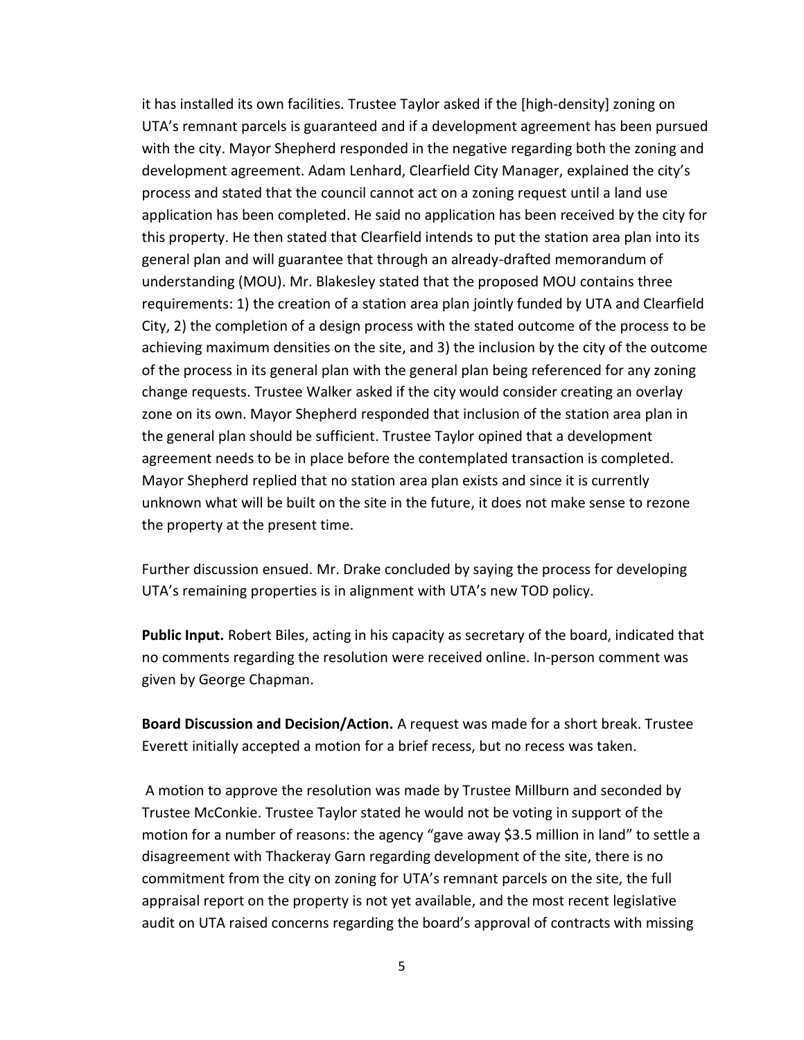it has installed its own facilities. Trustee Taylor asked if the [high-density] zoning on UTA's remnant parcels is guaranteed and if a development agreement has been pursued with the city. Mayor Shepherd responded in the negative regarding both the zoning and development agreement. Adam Lenhard, Clearfield City Manager, explained the city's process and stated that the council cannot act on a zoning request until a land use application has been completed. He said no application has been received by the city for this property. He then stated that Clearfield intends to put the station area plan into its general plan and will guarantee that through an already-drafted memorandum of understanding (MOU). Mr. Blakesley stated that the proposed MOU contains three requirements: 1) the creation of a station area plan jointly funded by UTA and Clearfield City, 2) the completion of a design process with the stated outcome of the process to be achieving maximum densities on the site, and 3) the inclusion by the city of the outcome of the process in its general plan with the general plan being referenced for any zoning change requests. Trustee Walker asked if the city would consider creating an overlay zone on its own. Mayor Shepherd responded that inclusion of the station area plan in the general plan should be sufficient. Trustee Taylor opined that a development agreement needs to be in place before the contemplated transaction is completed. Mayor Shepherd replied that no station area plan exists and since it is currently unknown what will be built on the site in the future, it does not make sense to rezone the property at the present time.

Further discussion ensued. Mr. Drake concluded by saying the process for developing UTA's remaining properties is in alignment with UTA's new TOD policy.

**Public Input.** Robert Biles, acting in his capacity as secretary of the board, indicated that no comments regarding the resolution were received online. In-person comment was given by George Chapman.

**Board Discussion and Decision/Action.** A request was made for a short break. Trustee Everett initially accepted a motion for a brief recess, but no recess was taken.

A motion to approve the resolution was made by Trustee Millburn and seconded by Trustee McConkie. Trustee Taylor stated he would not be voting in support of the motion for a number of reasons: the agency "gave away $3.5 million in land" to settle a disagreement with Thackeray Garn regarding development of the site, there is no commitment from the city on zoning for UTA's remnant parcels on the site, the full appraisal report on the property is not yet available, and the most recent legislative audit on UTA raised concerns regarding the board's approval of contracts with missing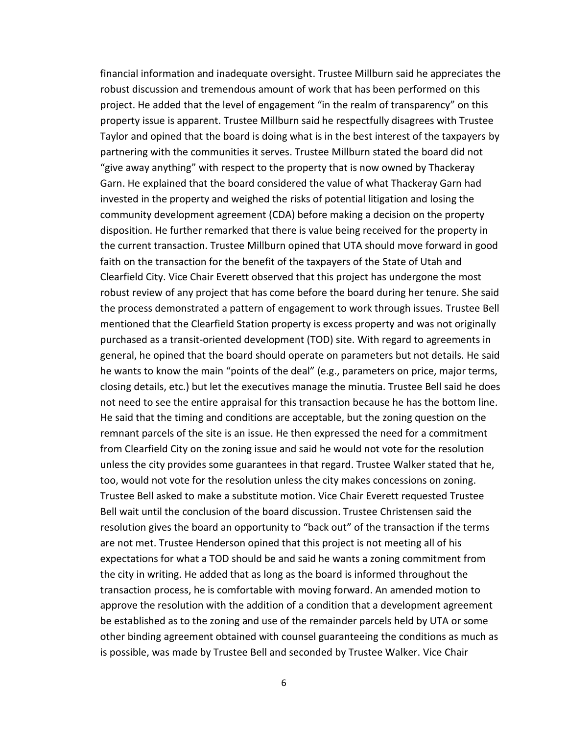financial information and inadequate oversight. Trustee Millburn said he appreciates the robust discussion and tremendous amount of work that has been performed on this project. He added that the level of engagement "in the realm of transparency" on this property issue is apparent. Trustee Millburn said he respectfully disagrees with Trustee Taylor and opined that the board is doing what is in the best interest of the taxpayers by partnering with the communities it serves. Trustee Millburn stated the board did not "give away anything" with respect to the property that is now owned by Thackeray Garn. He explained that the board considered the value of what Thackeray Garn had invested in the property and weighed the risks of potential litigation and losing the community development agreement (CDA) before making a decision on the property disposition. He further remarked that there is value being received for the property in the current transaction. Trustee Millburn opined that UTA should move forward in good faith on the transaction for the benefit of the taxpayers of the State of Utah and Clearfield City. Vice Chair Everett observed that this project has undergone the most robust review of any project that has come before the board during her tenure. She said the process demonstrated a pattern of engagement to work through issues. Trustee Bell mentioned that the Clearfield Station property is excess property and was not originally purchased as a transit-oriented development (TOD) site. With regard to agreements in general, he opined that the board should operate on parameters but not details. He said he wants to know the main "points of the deal" (e.g., parameters on price, major terms, closing details, etc.) but let the executives manage the minutia. Trustee Bell said he does not need to see the entire appraisal for this transaction because he has the bottom line. He said that the timing and conditions are acceptable, but the zoning question on the remnant parcels of the site is an issue. He then expressed the need for a commitment from Clearfield City on the zoning issue and said he would not vote for the resolution unless the city provides some guarantees in that regard. Trustee Walker stated that he, too, would not vote for the resolution unless the city makes concessions on zoning. Trustee Bell asked to make a substitute motion. Vice Chair Everett requested Trustee Bell wait until the conclusion of the board discussion. Trustee Christensen said the resolution gives the board an opportunity to "back out" of the transaction if the terms are not met. Trustee Henderson opined that this project is not meeting all of his expectations for what a TOD should be and said he wants a zoning commitment from the city in writing. He added that as long as the board is informed throughout the transaction process, he is comfortable with moving forward. An amended motion to approve the resolution with the addition of a condition that a development agreement be established as to the zoning and use of the remainder parcels held by UTA or some other binding agreement obtained with counsel guaranteeing the conditions as much as is possible, was made by Trustee Bell and seconded by Trustee Walker. Vice Chair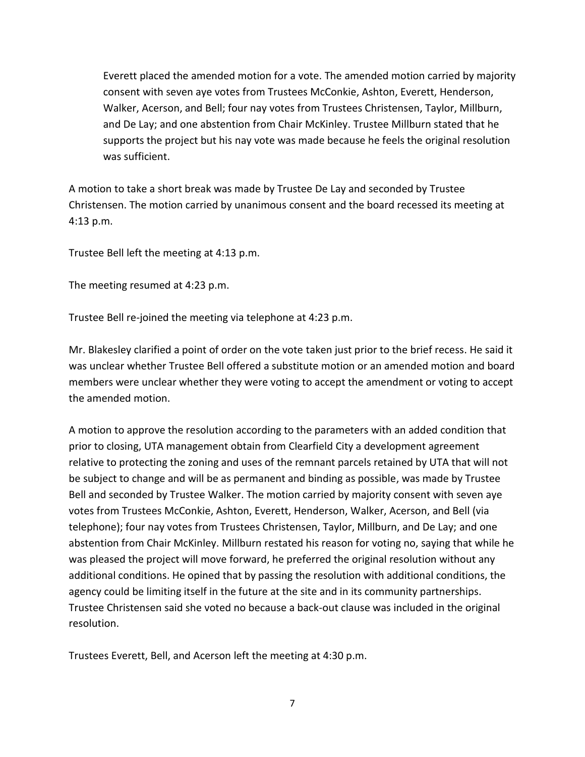Everett placed the amended motion for a vote. The amended motion carried by majority consent with seven aye votes from Trustees McConkie, Ashton, Everett, Henderson, Walker, Acerson, and Bell; four nay votes from Trustees Christensen, Taylor, Millburn, and De Lay; and one abstention from Chair McKinley. Trustee Millburn stated that he supports the project but his nay vote was made because he feels the original resolution was sufficient.

A motion to take a short break was made by Trustee De Lay and seconded by Trustee Christensen. The motion carried by unanimous consent and the board recessed its meeting at 4:13 p.m.

Trustee Bell left the meeting at 4:13 p.m.

The meeting resumed at 4:23 p.m.

Trustee Bell re-joined the meeting via telephone at 4:23 p.m.

Mr. Blakesley clarified a point of order on the vote taken just prior to the brief recess. He said it was unclear whether Trustee Bell offered a substitute motion or an amended motion and board members were unclear whether they were voting to accept the amendment or voting to accept the amended motion.

A motion to approve the resolution according to the parameters with an added condition that prior to closing, UTA management obtain from Clearfield City a development agreement relative to protecting the zoning and uses of the remnant parcels retained by UTA that will not be subject to change and will be as permanent and binding as possible, was made by Trustee Bell and seconded by Trustee Walker. The motion carried by majority consent with seven aye votes from Trustees McConkie, Ashton, Everett, Henderson, Walker, Acerson, and Bell (via telephone); four nay votes from Trustees Christensen, Taylor, Millburn, and De Lay; and one abstention from Chair McKinley. Millburn restated his reason for voting no, saying that while he was pleased the project will move forward, he preferred the original resolution without any additional conditions. He opined that by passing the resolution with additional conditions, the agency could be limiting itself in the future at the site and in its community partnerships. Trustee Christensen said she voted no because a back-out clause was included in the original resolution.

Trustees Everett, Bell, and Acerson left the meeting at 4:30 p.m.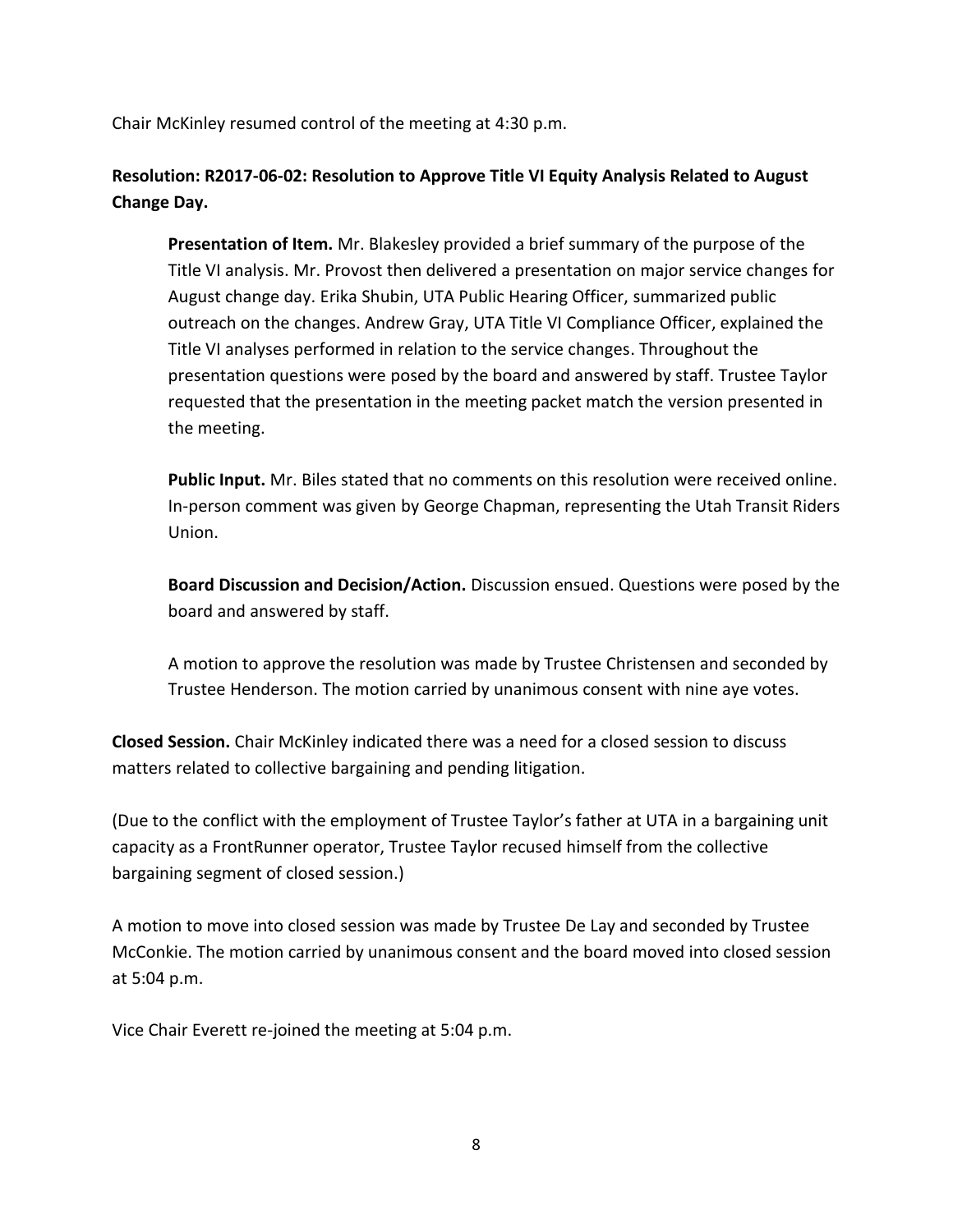Chair McKinley resumed control of the meeting at 4:30 p.m.

**Resolution: R2017-06-02: Resolution to Approve Title VI Equity Analysis Related to August Change Day.**

> **Presentation of Item.** Mr. Blakesley provided a brief summary of the purpose of the Title VI analysis. Mr. Provost then delivered a presentation on major service changes for August change day. Erika Shubin, UTA Public Hearing Officer, summarized public outreach on the changes. Andrew Gray, UTA Title VI Compliance Officer, explained the Title VI analyses performed in relation to the service changes. Throughout the presentation questions were posed by the board and answered by staff. Trustee Taylor requested that the presentation in the meeting packet match the version presented in the meeting.
>
> **Public Input.** Mr. Biles stated that no comments on this resolution were received online. In-person comment was given by George Chapman, representing the Utah Transit Riders Union.
>
> **Board Discussion and Decision/Action.** Discussion ensued. Questions were posed by the board and answered by staff.
>
> A motion to approve the resolution was made by Trustee Christensen and seconded by Trustee Henderson. The motion carried by unanimous consent with nine aye votes.

**Closed Session.** Chair McKinley indicated there was a need for a closed session to discuss matters related to collective bargaining and pending litigation.

(Due to the conflict with the employment of Trustee Taylor's father at UTA in a bargaining unit capacity as a FrontRunner operator, Trustee Taylor recused himself from the collective bargaining segment of closed session.)

A motion to move into closed session was made by Trustee De Lay and seconded by Trustee McConkie. The motion carried by unanimous consent and the board moved into closed session at 5:04 p.m.

Vice Chair Everett re-joined the meeting at 5:04 p.m.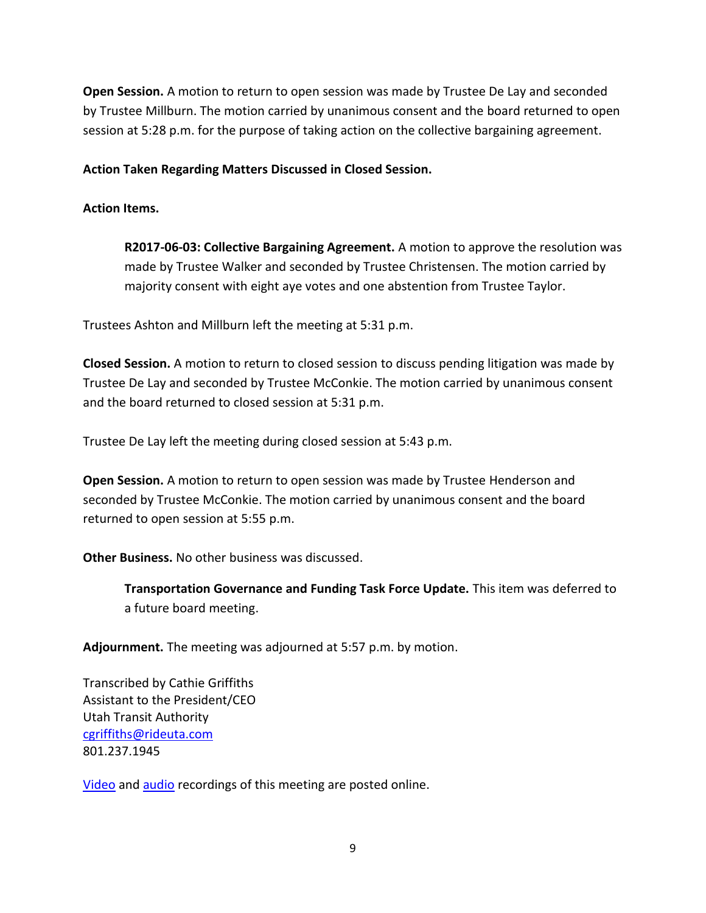**Open Session.** A motion to return to open session was made by Trustee De Lay and seconded by Trustee Millburn. The motion carried by unanimous consent and the board returned to open session at 5:28 p.m. for the purpose of taking action on the collective bargaining agreement.

**Action Taken Regarding Matters Discussed in Closed Session.**

**Action Items.**

> **R2017-06-03: Collective Bargaining Agreement.** A motion to approve the resolution was made by Trustee Walker and seconded by Trustee Christensen. The motion carried by majority consent with eight aye votes and one abstention from Trustee Taylor.

Trustees Ashton and Millburn left the meeting at 5:31 p.m.

**Closed Session.** A motion to return to closed session to discuss pending litigation was made by Trustee De Lay and seconded by Trustee McConkie. The motion carried by unanimous consent and the board returned to closed session at 5:31 p.m.

Trustee De Lay left the meeting during closed session at 5:43 p.m.

**Open Session.** A motion to return to open session was made by Trustee Henderson and seconded by Trustee McConkie. The motion carried by unanimous consent and the board returned to open session at 5:55 p.m.

**Other Business.** No other business was discussed.

> **Transportation Governance and Funding Task Force Update.** This item was deferred to a future board meeting.

**Adjournment.** The meeting was adjourned at 5:57 p.m. by motion.

Transcribed by Cathie Griffiths
Assistant to the President/CEO
Utah Transit Authority
cgriffiths@rideuta.com
801.237.1945

Video and audio recordings of this meeting are posted online.